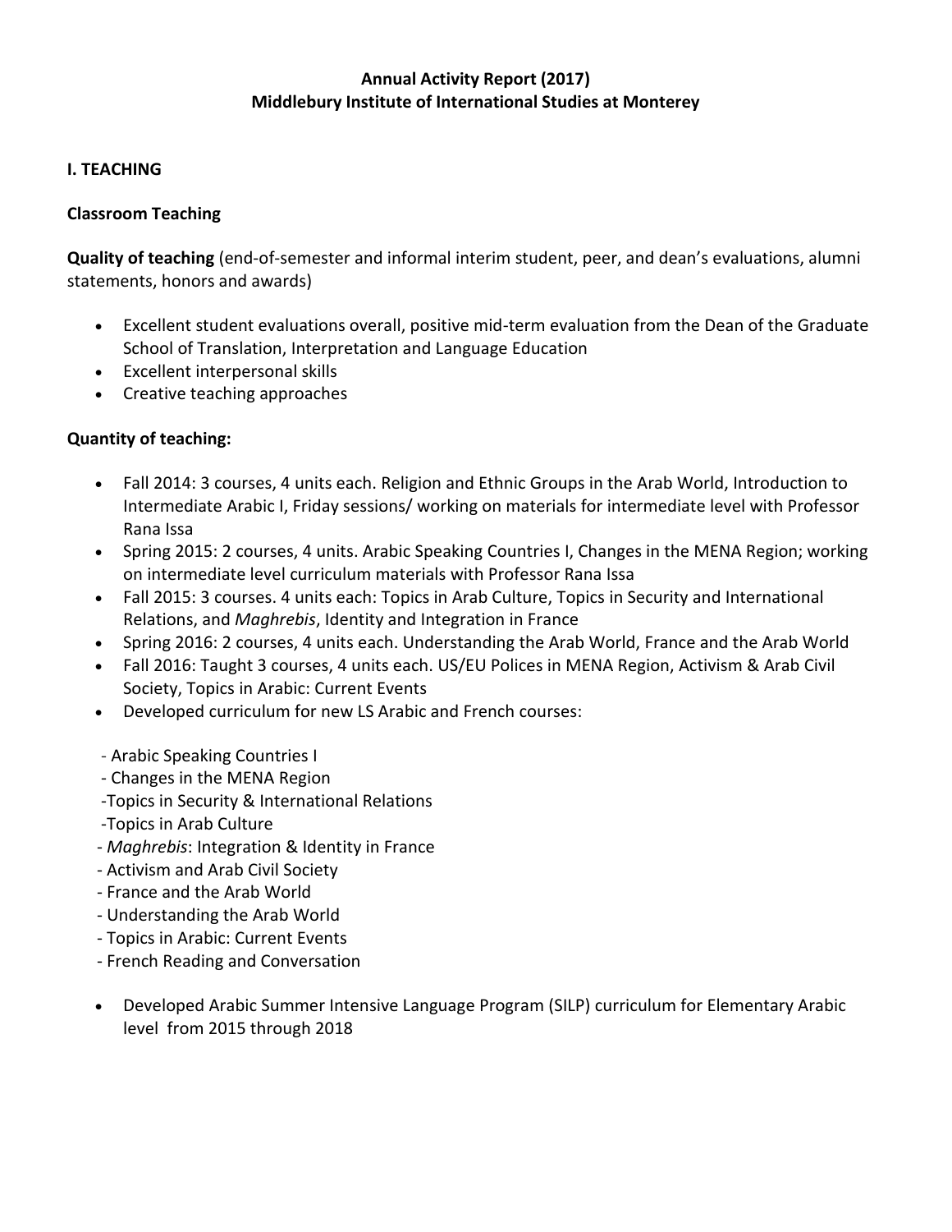**Annual Activity Report (2017)**
**Middlebury Institute of International Studies at Monterey**

## I. TEACHING

### Classroom Teaching

**Quality of teaching** (end-of-semester and informal interim student, peer, and dean's evaluations, alumni statements, honors and awards)

- Excellent student evaluations overall, positive mid-term evaluation from the Dean of the Graduate School of Translation, Interpretation and Language Education
- Excellent interpersonal skills
- Creative teaching approaches

**Quantity of teaching:**

- Fall 2014: 3 courses, 4 units each. Religion and Ethnic Groups in the Arab World, Introduction to Intermediate Arabic I, Friday sessions/ working on materials for intermediate level with Professor Rana Issa
- Spring 2015: 2 courses, 4 units. Arabic Speaking Countries I, Changes in the MENA Region; working on intermediate level curriculum materials with Professor Rana Issa
- Fall 2015: 3 courses. 4 units each: Topics in Arab Culture, Topics in Security and International Relations, and *Maghrebis*, Identity and Integration in France
- Spring 2016: 2 courses, 4 units each. Understanding the Arab World, France and the Arab World
- Fall 2016: Taught 3 courses, 4 units each. US/EU Polices in MENA Region, Activism & Arab Civil Society, Topics in Arabic: Current Events
- Developed curriculum for new LS Arabic and French courses:

  - Arabic Speaking Countries I
  - Changes in the MENA Region
  - Topics in Security & International Relations
  - Topics in Arab Culture
  - *Maghrebis*: Integration & Identity in France
  - Activism and Arab Civil Society
  - France and the Arab World
  - Understanding the Arab World
  - Topics in Arabic: Current Events
  - French Reading and Conversation

- Developed Arabic Summer Intensive Language Program (SILP) curriculum for Elementary Arabic level from 2015 through 2018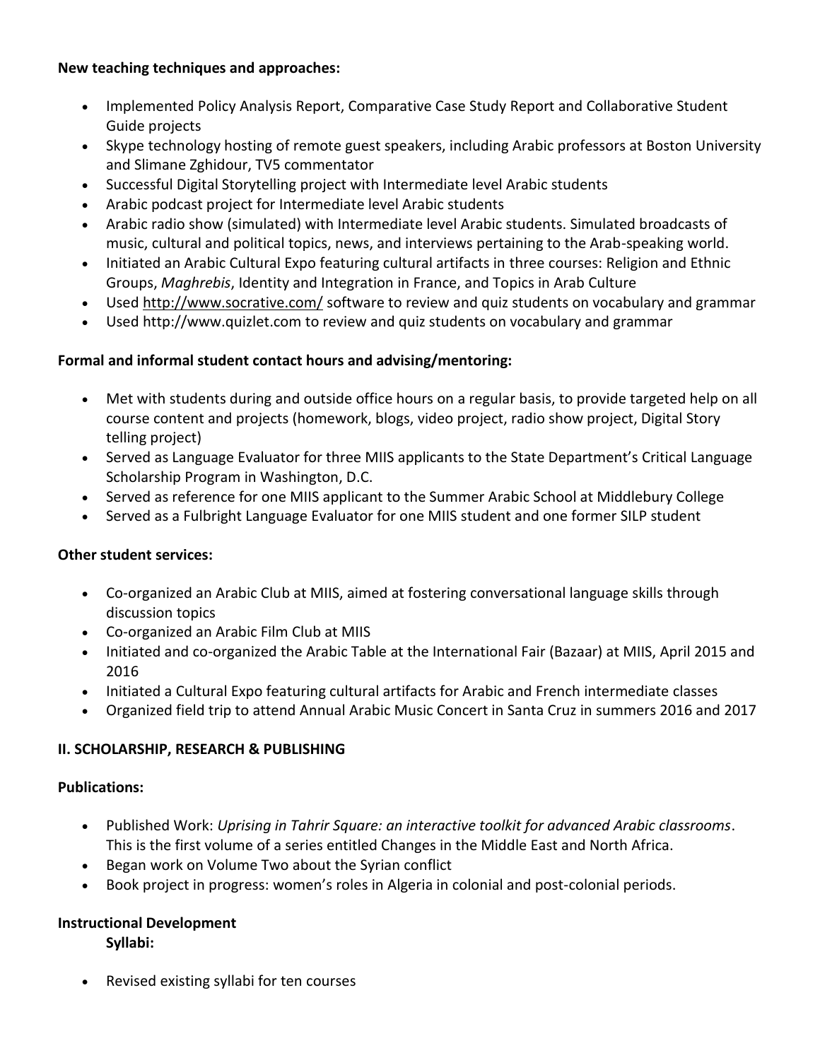**New teaching techniques and approaches:**

- Implemented Policy Analysis Report, Comparative Case Study Report and Collaborative Student Guide projects
- Skype technology hosting of remote guest speakers, including Arabic professors at Boston University and Slimane Zghidour, TV5 commentator
- Successful Digital Storytelling project with Intermediate level Arabic students
- Arabic podcast project for Intermediate level Arabic students
- Arabic radio show (simulated) with Intermediate level Arabic students. Simulated broadcasts of music, cultural and political topics, news, and interviews pertaining to the Arab-speaking world.
- Initiated an Arabic Cultural Expo featuring cultural artifacts in three courses: Religion and Ethnic Groups, *Maghrebis*, Identity and Integration in France, and Topics in Arab Culture
- Used http://www.socrative.com/ software to review and quiz students on vocabulary and grammar
- Used http://www.quizlet.com to review and quiz students on vocabulary and grammar

**Formal and informal student contact hours and advising/mentoring:**

- Met with students during and outside office hours on a regular basis, to provide targeted help on all course content and projects (homework, blogs, video project, radio show project, Digital Story telling project)
- Served as Language Evaluator for three MIIS applicants to the State Department's Critical Language Scholarship Program in Washington, D.C.
- Served as reference for one MIIS applicant to the Summer Arabic School at Middlebury College
- Served as a Fulbright Language Evaluator for one MIIS student and one former SILP student

**Other student services:**

- Co-organized an Arabic Club at MIIS, aimed at fostering conversational language skills through discussion topics
- Co-organized an Arabic Film Club at MIIS
- Initiated and co-organized the Arabic Table at the International Fair (Bazaar) at MIIS, April 2015 and 2016
- Initiated a Cultural Expo featuring cultural artifacts for Arabic and French intermediate classes
- Organized field trip to attend Annual Arabic Music Concert in Santa Cruz in summers 2016 and 2017

## II. SCHOLARSHIP, RESEARCH & PUBLISHING

**Publications:**

- Published Work: *Uprising in Tahrir Square: an interactive toolkit for advanced Arabic classrooms*. This is the first volume of a series entitled Changes in the Middle East and North Africa.
- Began work on Volume Two about the Syrian conflict
- Book project in progress: women's roles in Algeria in colonial and post-colonial periods.

**Instructional Development**

**Syllabi:**

- Revised existing syllabi for ten courses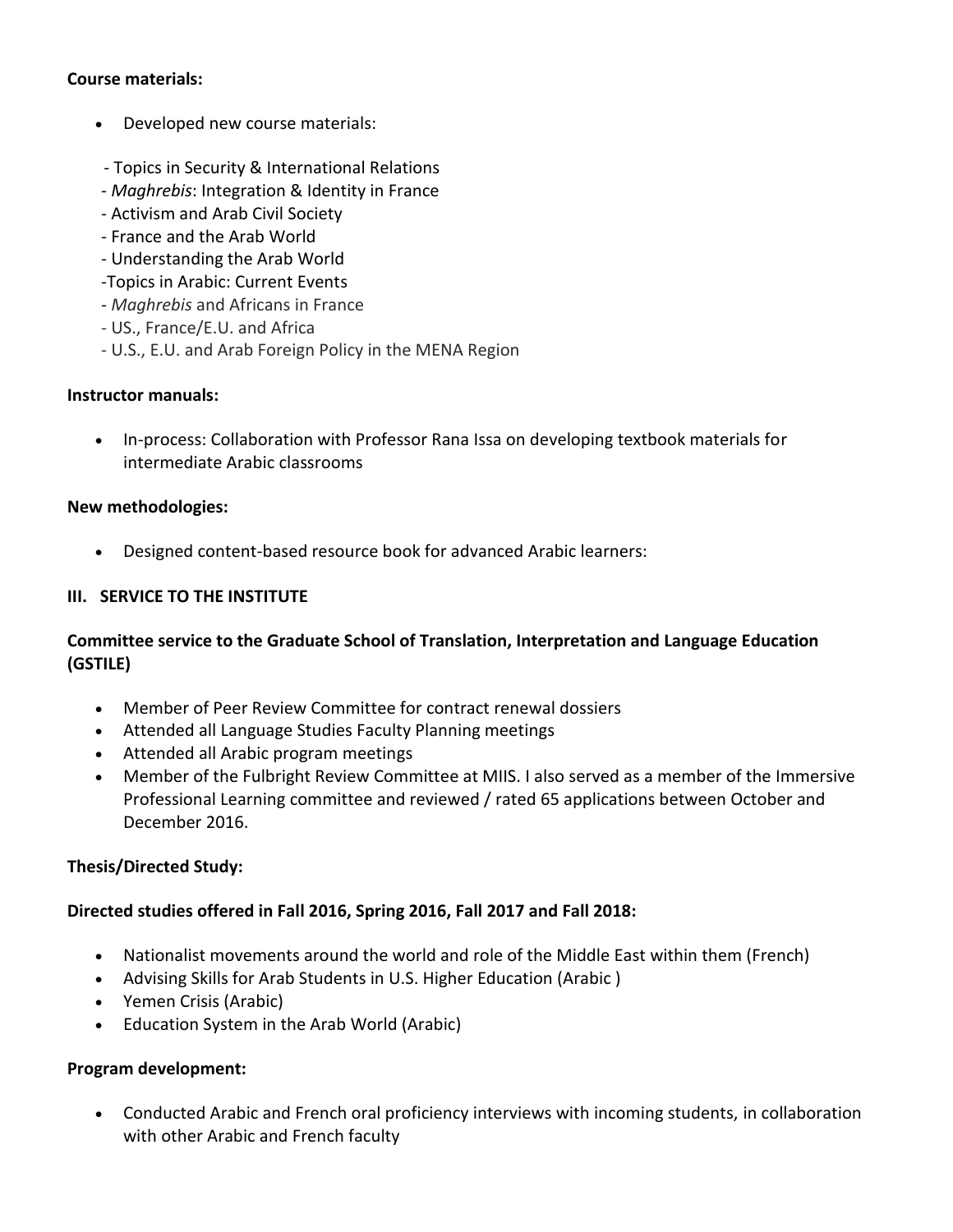**Course materials:**

- Developed new course materials:

  - Topics in Security & International Relations
  - *Maghrebis*: Integration & Identity in France
  - Activism and Arab Civil Society
  - France and the Arab World
  - Understanding the Arab World
  - Topics in Arabic: Current Events
  - *Maghrebis* and Africans in France
  - US., France/E.U. and Africa
  - U.S., E.U. and Arab Foreign Policy in the MENA Region

**Instructor manuals:**

- In-process: Collaboration with Professor Rana Issa on developing textbook materials for intermediate Arabic classrooms

**New methodologies:**

- Designed content-based resource book for advanced Arabic learners:

**III. SERVICE TO THE INSTITUTE**

**Committee service to the Graduate School of Translation, Interpretation and Language Education (GSTILE)**

- Member of Peer Review Committee for contract renewal dossiers
- Attended all Language Studies Faculty Planning meetings
- Attended all Arabic program meetings
- Member of the Fulbright Review Committee at MIIS. I also served as a member of the Immersive Professional Learning committee and reviewed / rated 65 applications between October and December 2016.

**Thesis/Directed Study:**

**Directed studies offered in Fall 2016, Spring 2016, Fall 2017 and Fall 2018:**

- Nationalist movements around the world and role of the Middle East within them (French)
- Advising Skills for Arab Students in U.S. Higher Education (Arabic )
- Yemen Crisis (Arabic)
- Education System in the Arab World (Arabic)

**Program development:**

- Conducted Arabic and French oral proficiency interviews with incoming students, in collaboration with other Arabic and French faculty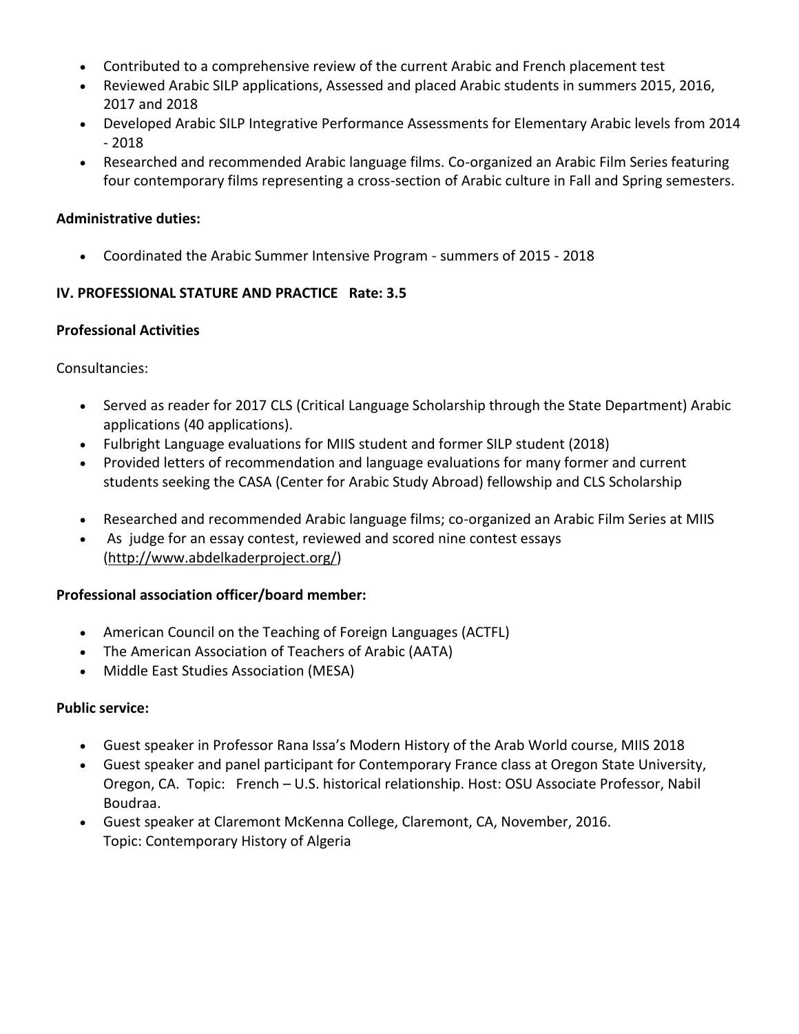- Contributed to a comprehensive review of the current Arabic and French placement test
- Reviewed Arabic SILP applications, Assessed and placed Arabic students in summers 2015, 2016, 2017 and 2018
- Developed Arabic SILP Integrative Performance Assessments for Elementary Arabic levels from 2014 - 2018
- Researched and recommended Arabic language films. Co-organized an Arabic Film Series featuring four contemporary films representing a cross-section of Arabic culture in Fall and Spring semesters.

**Administrative duties:**

- Coordinated the Arabic Summer Intensive Program - summers of 2015 - 2018

**IV. PROFESSIONAL STATURE AND PRACTICE Rate: 3.5**

**Professional Activities**

Consultancies:

- Served as reader for 2017 CLS (Critical Language Scholarship through the State Department) Arabic applications (40 applications).
- Fulbright Language evaluations for MIIS student and former SILP student (2018)
- Provided letters of recommendation and language evaluations for many former and current students seeking the CASA (Center for Arabic Study Abroad) fellowship and CLS Scholarship
- Researched and recommended Arabic language films; co-organized an Arabic Film Series at MIIS
- As judge for an essay contest, reviewed and scored nine contest essays (http://www.abdelkaderproject.org/)

**Professional association officer/board member:**

- American Council on the Teaching of Foreign Languages (ACTFL)
- The American Association of Teachers of Arabic (AATA)
- Middle East Studies Association (MESA)

**Public service:**

- Guest speaker in Professor Rana Issa's Modern History of the Arab World course, MIIS 2018
- Guest speaker and panel participant for Contemporary France class at Oregon State University, Oregon, CA. Topic: French – U.S. historical relationship. Host: OSU Associate Professor, Nabil Boudraa.
- Guest speaker at Claremont McKenna College, Claremont, CA, November, 2016.
  Topic: Contemporary History of Algeria